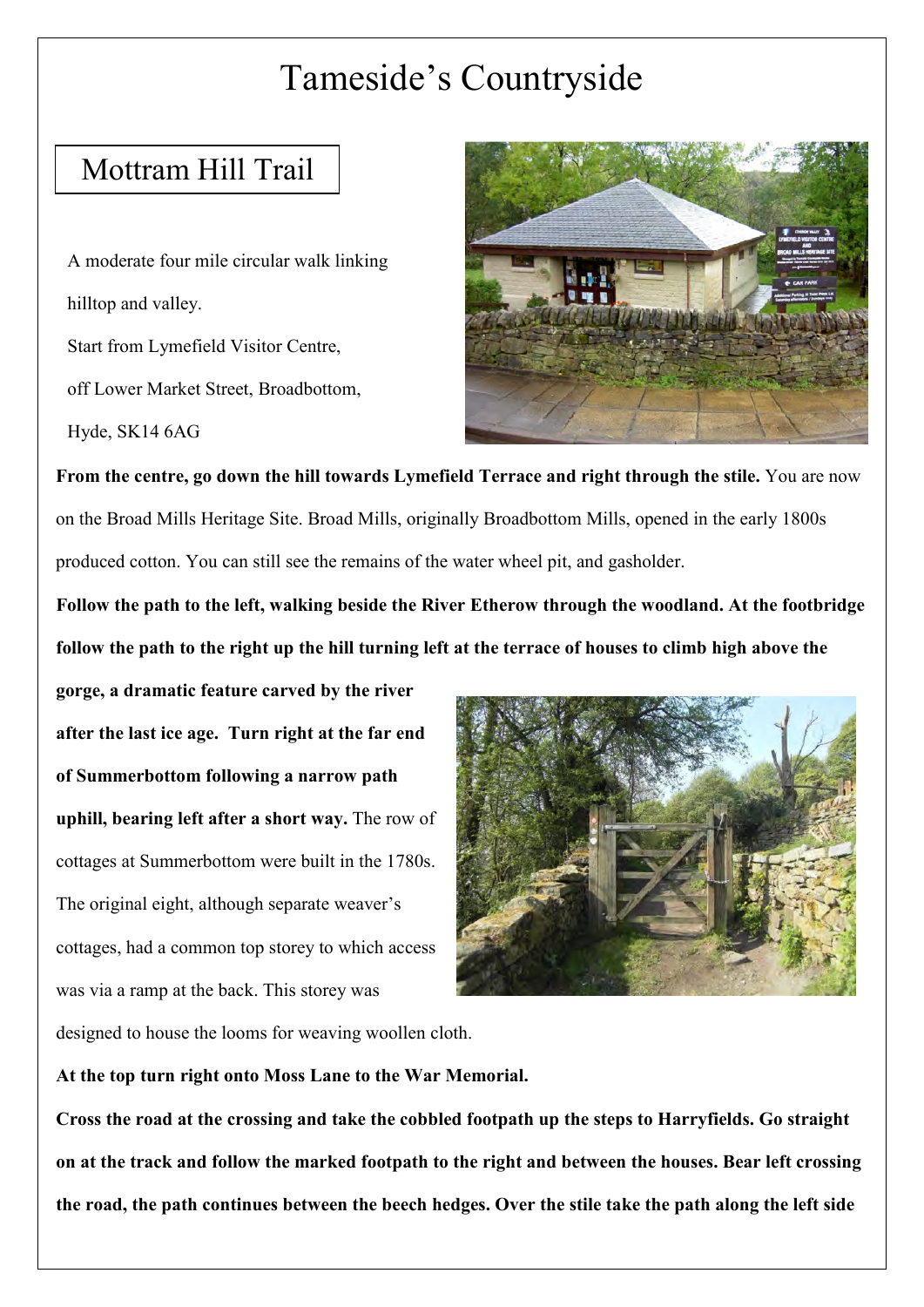# Tameside's Countryside

## Mottram Hill Trail

A moderate four mile circular walk linking hilltop and valley.

Start from Lymefield Visitor Centre, off Lower Market Street, Broadbottom, Hyde, SK14 6AG

**From the centre, go down the hill towards Lymefield Terrace and right through the stile.** You are now on the Broad Mills Heritage Site. Broad Mills, originally Broadbottom Mills, opened in the early 1800s produced cotton. You can still see the remains of the water wheel pit, and gasholder.

**Follow the path to the left, walking beside the River Etherow through the woodland. At the footbridge follow the path to the right up the hill turning left at the terrace of houses to climb high above the gorge, a dramatic feature carved by the river after the last ice age. Turn right at the far end of Summerbottom following a narrow path uphill, bearing left after a short way.** The row of cottages at Summerbottom were built in the 1780s. The original eight, although separate weaver's cottages, had a common top storey to which access was via a ramp at the back. This storey was designed to house the looms for weaving woollen cloth.

**At the top turn right onto Moss Lane to the War Memorial.**

**Cross the road at the crossing and take the cobbled footpath up the steps to Harryfields. Go straight on at the track and follow the marked footpath to the right and between the houses. Bear left crossing the road, the path continues between the beech hedges. Over the stile take the path along the left side**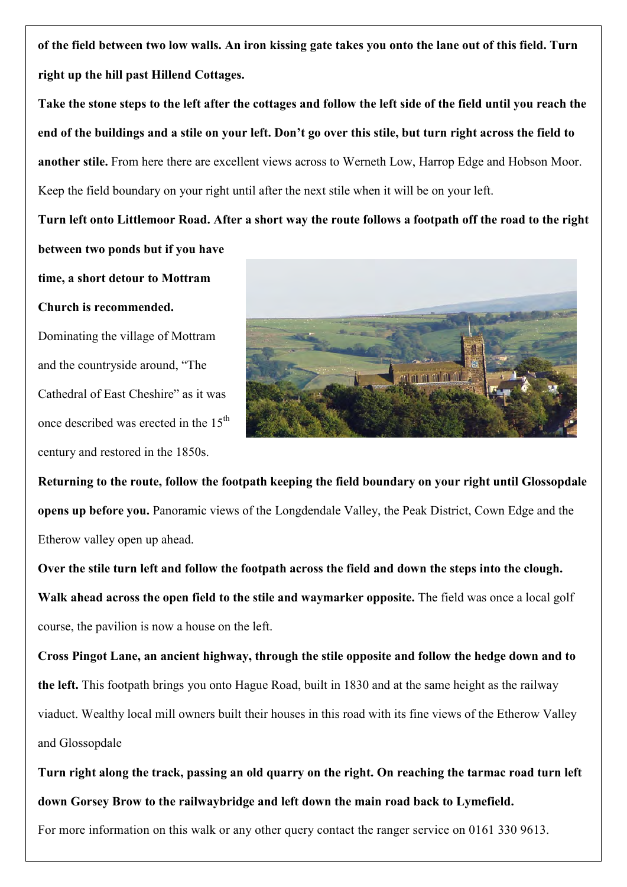**of the field between two low walls. An iron kissing gate takes you onto the lane out of this field. Turn right up the hill past Hillend Cottages.**

**Take the stone steps to the left after the cottages and follow the left side of the field until you reach the end of the buildings and a stile on your left. Don't go over this stile, but turn right across the field to another stile.** From here there are excellent views across to Werneth Low, Harrop Edge and Hobson Moor. Keep the field boundary on your right until after the next stile when it will be on your left.

**Turn left onto Littlemoor Road. After a short way the route follows a footpath off the road to the right between two ponds but if you have time, a short detour to Mottram Church is recommended.**

Dominating the village of Mottram and the countryside around, "The Cathedral of East Cheshire" as it was once described was erected in the 15th century and restored in the 1850s.

**Returning to the route, follow the footpath keeping the field boundary on your right until Glossopdale opens up before you.** Panoramic views of the Longdendale Valley, the Peak District, Cown Edge and the Etherow valley open up ahead.

**Over the stile turn left and follow the footpath across the field and down the steps into the clough. Walk ahead across the open field to the stile and waymarker opposite.** The field was once a local golf course, the pavilion is now a house on the left.

**Cross Pingot Lane, an ancient highway, through the stile opposite and follow the hedge down and to the left.** This footpath brings you onto Hague Road, built in 1830 and at the same height as the railway viaduct. Wealthy local mill owners built their houses in this road with its fine views of the Etherow Valley and Glossopdale

**Turn right along the track, passing an old quarry on the right. On reaching the tarmac road turn left down Gorsey Brow to the railwaybridge and left down the main road back to Lymefield.**

For more information on this walk or any other query contact the ranger service on 0161 330 9613.